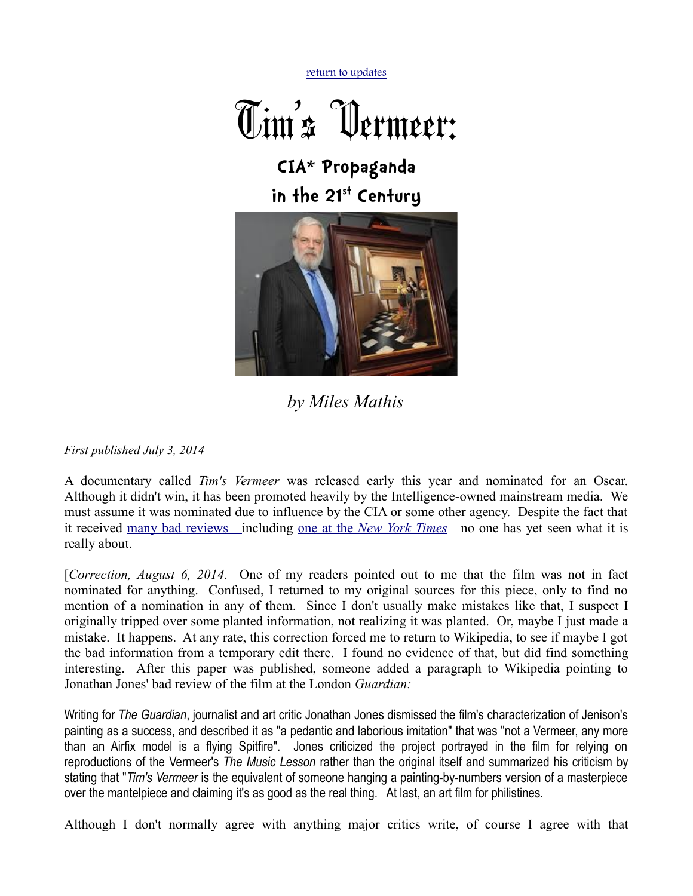return to updates

# Tim's Vermeer:

## CIA* Propaganda in the 21st Century

*by Miles Mathis*

*First published July 3, 2014*

A documentary called *Tim's Vermeer* was released early this year and nominated for an Oscar. Although it didn't win, it has been promoted heavily by the Intelligence-owned mainstream media. We must assume it was nominated due to influence by the CIA or some other agency. Despite the fact that it received many bad reviews—including one at the *New York Times*—no one has yet seen what it is really about.

[*Correction, August 6, 2014*. One of my readers pointed out to me that the film was not in fact nominated for anything. Confused, I returned to my original sources for this piece, only to find no mention of a nomination in any of them. Since I don't usually make mistakes like that, I suspect I originally tripped over some planted information, not realizing it was planted. Or, maybe I just made a mistake. It happens. At any rate, this correction forced me to return to Wikipedia, to see if maybe I got the bad information from a temporary edit there. I found no evidence of that, but did find something interesting. After this paper was published, someone added a paragraph to Wikipedia pointing to Jonathan Jones' bad review of the film at the London *Guardian:*

Writing for *The Guardian*, journalist and art critic Jonathan Jones dismissed the film's characterization of Jenison's painting as a success, and described it as "a pedantic and laborious imitation" that was "not a Vermeer, any more than an Airfix model is a flying Spitfire". Jones criticized the project portrayed in the film for relying on reproductions of the Vermeer's *The Music Lesson* rather than the original itself and summarized his criticism by stating that "*Tim's Vermeer* is the equivalent of someone hanging a painting-by-numbers version of a masterpiece over the mantelpiece and claiming it's as good as the real thing. At last, an art film for philistines.

Although I don't normally agree with anything major critics write, of course I agree with that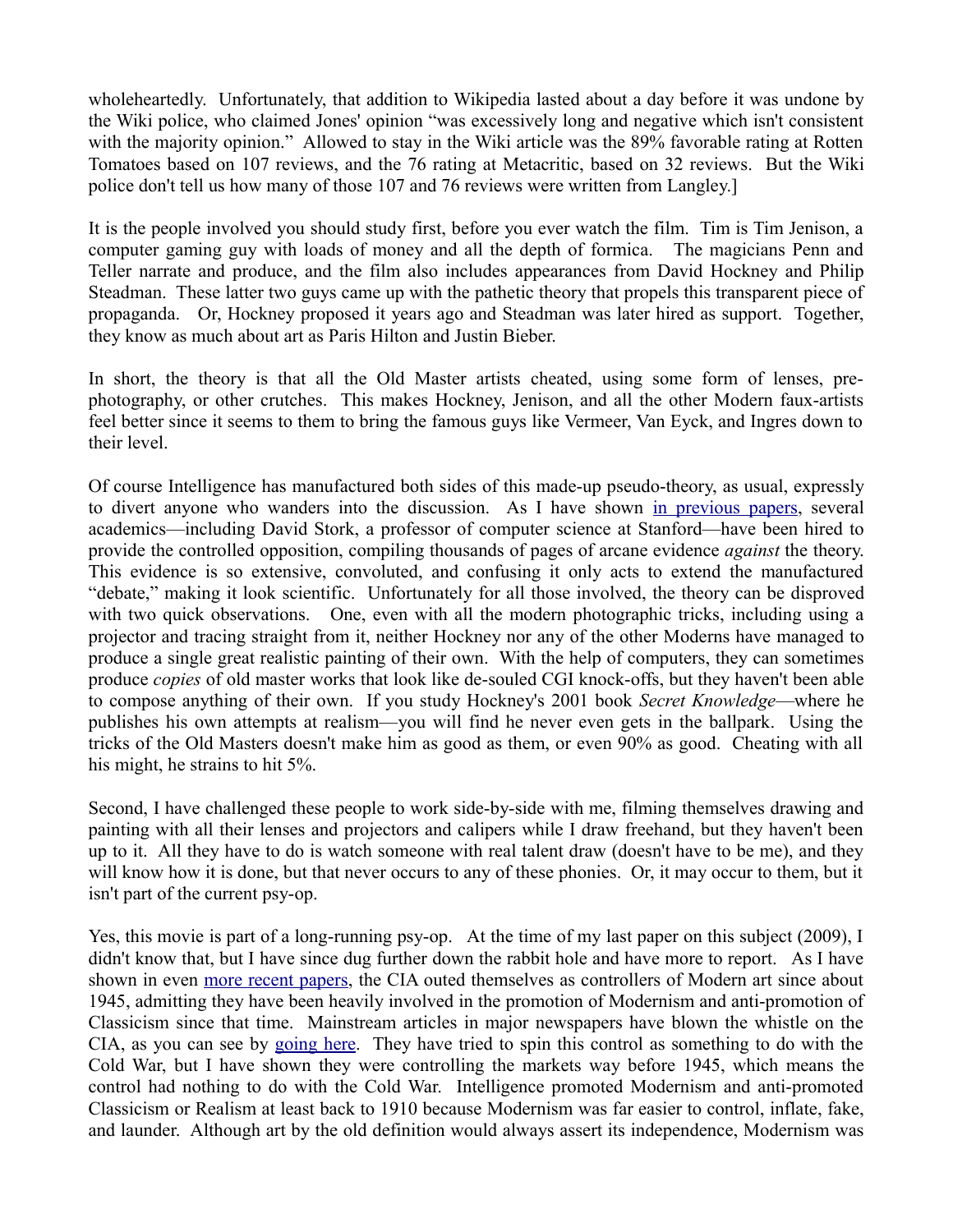wholeheartedly. Unfortunately, that addition to Wikipedia lasted about a day before it was undone by the Wiki police, who claimed Jones' opinion "was excessively long and negative which isn't consistent with the majority opinion." Allowed to stay in the Wiki article was the 89% favorable rating at Rotten Tomatoes based on 107 reviews, and the 76 rating at Metacritic, based on 32 reviews. But the Wiki police don't tell us how many of those 107 and 76 reviews were written from Langley.]

It is the people involved you should study first, before you ever watch the film. Tim is Tim Jenison, a computer gaming guy with loads of money and all the depth of formica. The magicians Penn and Teller narrate and produce, and the film also includes appearances from David Hockney and Philip Steadman. These latter two guys came up with the pathetic theory that propels this transparent piece of propaganda. Or, Hockney proposed it years ago and Steadman was later hired as support. Together, they know as much about art as Paris Hilton and Justin Bieber.

In short, the theory is that all the Old Master artists cheated, using some form of lenses, pre-photography, or other crutches. This makes Hockney, Jenison, and all the other Modern faux-artists feel better since it seems to them to bring the famous guys like Vermeer, Van Eyck, and Ingres down to their level.

Of course Intelligence has manufactured both sides of this made-up pseudo-theory, as usual, expressly to divert anyone who wanders into the discussion. As I have shown [in previous papers](), several academics—including David Stork, a professor of computer science at Stanford—have been hired to provide the controlled opposition, compiling thousands of pages of arcane evidence *against* the theory. This evidence is so extensive, convoluted, and confusing it only acts to extend the manufactured "debate," making it look scientific. Unfortunately for all those involved, the theory can be disproved with two quick observations. One, even with all the modern photographic tricks, including using a projector and tracing straight from it, neither Hockney nor any of the other Moderns have managed to produce a single great realistic painting of their own. With the help of computers, they can sometimes produce *copies* of old master works that look like de-souled CGI knock-offs, but they haven't been able to compose anything of their own. If you study Hockney's 2001 book *Secret Knowledge*—where he publishes his own attempts at realism—you will find he never even gets in the ballpark. Using the tricks of the Old Masters doesn't make him as good as them, or even 90% as good. Cheating with all his might, he strains to hit 5%.

Second, I have challenged these people to work side-by-side with me, filming themselves drawing and painting with all their lenses and projectors and calipers while I draw freehand, but they haven't been up to it. All they have to do is watch someone with real talent draw (doesn't have to be me), and they will know how it is done, but that never occurs to any of these phonies. Or, it may occur to them, but it isn't part of the current psy-op.

Yes, this movie is part of a long-running psy-op. At the time of my last paper on this subject (2009), I didn't know that, but I have since dug further down the rabbit hole and have more to report. As I have shown in even [more recent papers](), the CIA outed themselves as controllers of Modern art since about 1945, admitting they have been heavily involved in the promotion of Modernism and anti-promotion of Classicism since that time. Mainstream articles in major newspapers have blown the whistle on the CIA, as you can see by [going here](). They have tried to spin this control as something to do with the Cold War, but I have shown they were controlling the markets way before 1945, which means the control had nothing to do with the Cold War. Intelligence promoted Modernism and anti-promoted Classicism or Realism at least back to 1910 because Modernism was far easier to control, inflate, fake, and launder. Although art by the old definition would always assert its independence, Modernism was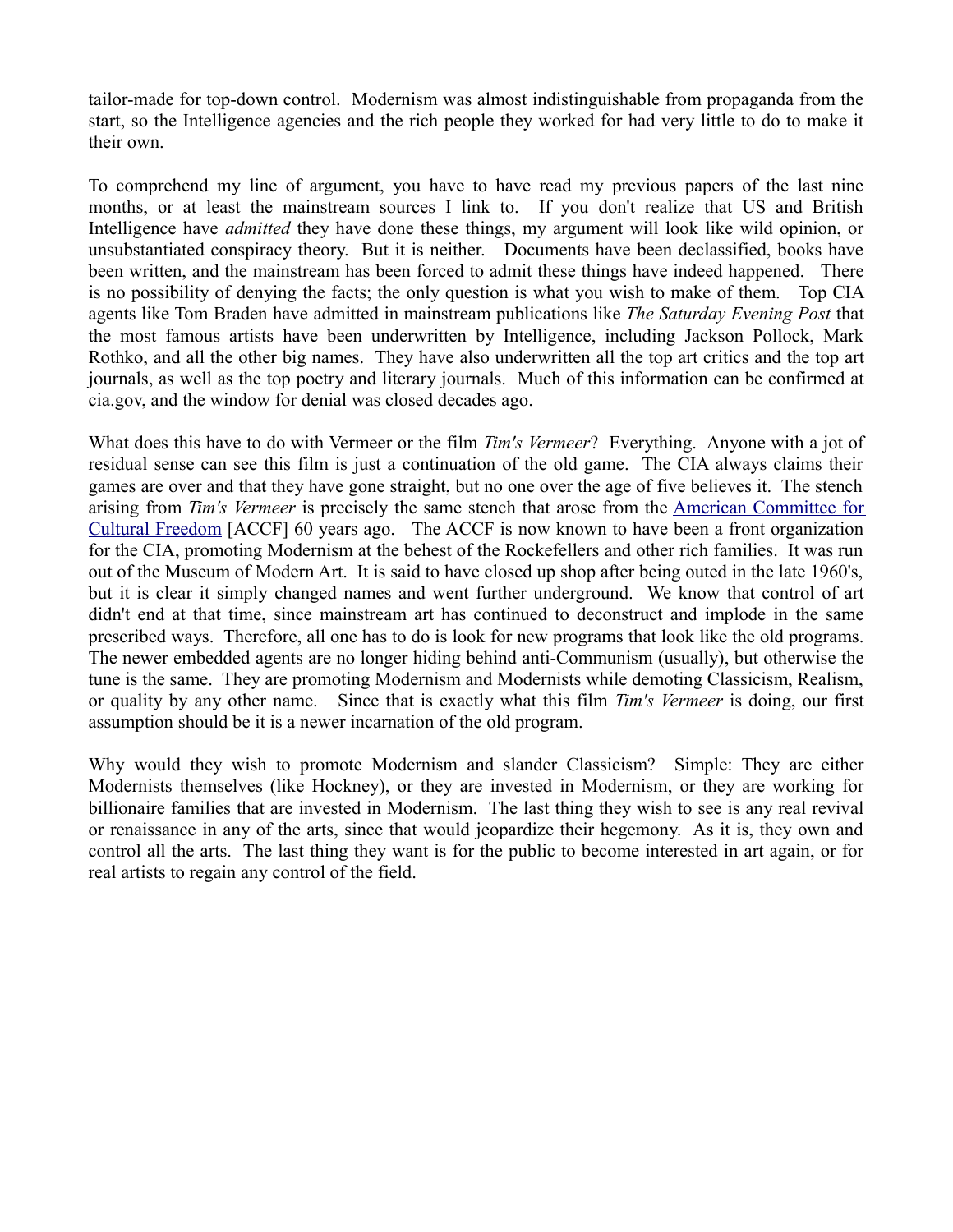tailor-made for top-down control. Modernism was almost indistinguishable from propaganda from the start, so the Intelligence agencies and the rich people they worked for had very little to do to make it their own.

To comprehend my line of argument, you have to have read my previous papers of the last nine months, or at least the mainstream sources I link to. If you don't realize that US and British Intelligence have *admitted* they have done these things, my argument will look like wild opinion, or unsubstantiated conspiracy theory. But it is neither. Documents have been declassified, books have been written, and the mainstream has been forced to admit these things have indeed happened. There is no possibility of denying the facts; the only question is what you wish to make of them. Top CIA agents like Tom Braden have admitted in mainstream publications like *The Saturday Evening Post* that the most famous artists have been underwritten by Intelligence, including Jackson Pollock, Mark Rothko, and all the other big names. They have also underwritten all the top art critics and the top art journals, as well as the top poetry and literary journals. Much of this information can be confirmed at cia.gov, and the window for denial was closed decades ago.

What does this have to do with Vermeer or the film *Tim's Vermeer*? Everything. Anyone with a jot of residual sense can see this film is just a continuation of the old game. The CIA always claims their games are over and that they have gone straight, but no one over the age of five believes it. The stench arising from *Tim's Vermeer* is precisely the same stench that arose from the American Committee for Cultural Freedom [ACCF] 60 years ago. The ACCF is now known to have been a front organization for the CIA, promoting Modernism at the behest of the Rockefellers and other rich families. It was run out of the Museum of Modern Art. It is said to have closed up shop after being outed in the late 1960's, but it is clear it simply changed names and went further underground. We know that control of art didn't end at that time, since mainstream art has continued to deconstruct and implode in the same prescribed ways. Therefore, all one has to do is look for new programs that look like the old programs. The newer embedded agents are no longer hiding behind anti-Communism (usually), but otherwise the tune is the same. They are promoting Modernism and Modernists while demoting Classicism, Realism, or quality by any other name. Since that is exactly what this film *Tim's Vermeer* is doing, our first assumption should be it is a newer incarnation of the old program.

Why would they wish to promote Modernism and slander Classicism? Simple: They are either Modernists themselves (like Hockney), or they are invested in Modernism, or they are working for billionaire families that are invested in Modernism. The last thing they wish to see is any real revival or renaissance in any of the arts, since that would jeopardize their hegemony. As it is, they own and control all the arts. The last thing they want is for the public to become interested in art again, or for real artists to regain any control of the field.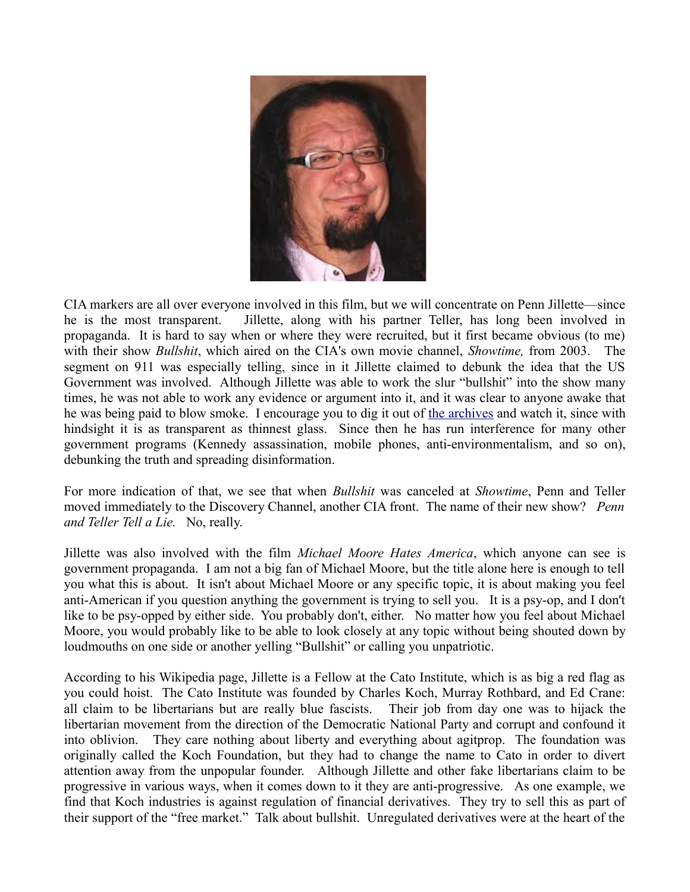CIA markers are all over everyone involved in this film, but we will concentrate on Penn Jillette—since he is the most transparent. Jillette, along with his partner Teller, has long been involved in propaganda. It is hard to say when or where they were recruited, but it first became obvious (to me) with their show *Bullshit*, which aired on the CIA's own movie channel, *Showtime,* from 2003. The segment on 911 was especially telling, since in it Jillette claimed to debunk the idea that the US Government was involved. Although Jillette was able to work the slur "bullshit" into the show many times, he was not able to work any evidence or argument into it, and it was clear to anyone awake that he was being paid to blow smoke. I encourage you to dig it out of the archives and watch it, since with hindsight it is as transparent as thinnest glass. Since then he has run interference for many other government programs (Kennedy assassination, mobile phones, anti-environmentalism, and so on), debunking the truth and spreading disinformation.

For more indication of that, we see that when *Bullshit* was canceled at *Showtime*, Penn and Teller moved immediately to the Discovery Channel, another CIA front. The name of their new show? *Penn and Teller Tell a Lie.* No, really.

Jillette was also involved with the film *Michael Moore Hates America*, which anyone can see is government propaganda. I am not a big fan of Michael Moore, but the title alone here is enough to tell you what this is about. It isn't about Michael Moore or any specific topic, it is about making you feel anti-American if you question anything the government is trying to sell you. It is a psy-op, and I don't like to be psy-opped by either side. You probably don't, either. No matter how you feel about Michael Moore, you would probably like to be able to look closely at any topic without being shouted down by loudmouths on one side or another yelling "Bullshit" or calling you unpatriotic.

According to his Wikipedia page, Jillette is a Fellow at the Cato Institute, which is as big a red flag as you could hoist. The Cato Institute was founded by Charles Koch, Murray Rothbard, and Ed Crane: all claim to be libertarians but are really blue fascists. Their job from day one was to hijack the libertarian movement from the direction of the Democratic National Party and corrupt and confound it into oblivion. They care nothing about liberty and everything about agitprop. The foundation was originally called the Koch Foundation, but they had to change the name to Cato in order to divert attention away from the unpopular founder. Although Jillette and other fake libertarians claim to be progressive in various ways, when it comes down to it they are anti-progressive. As one example, we find that Koch industries is against regulation of financial derivatives. They try to sell this as part of their support of the "free market." Talk about bullshit. Unregulated derivatives were at the heart of the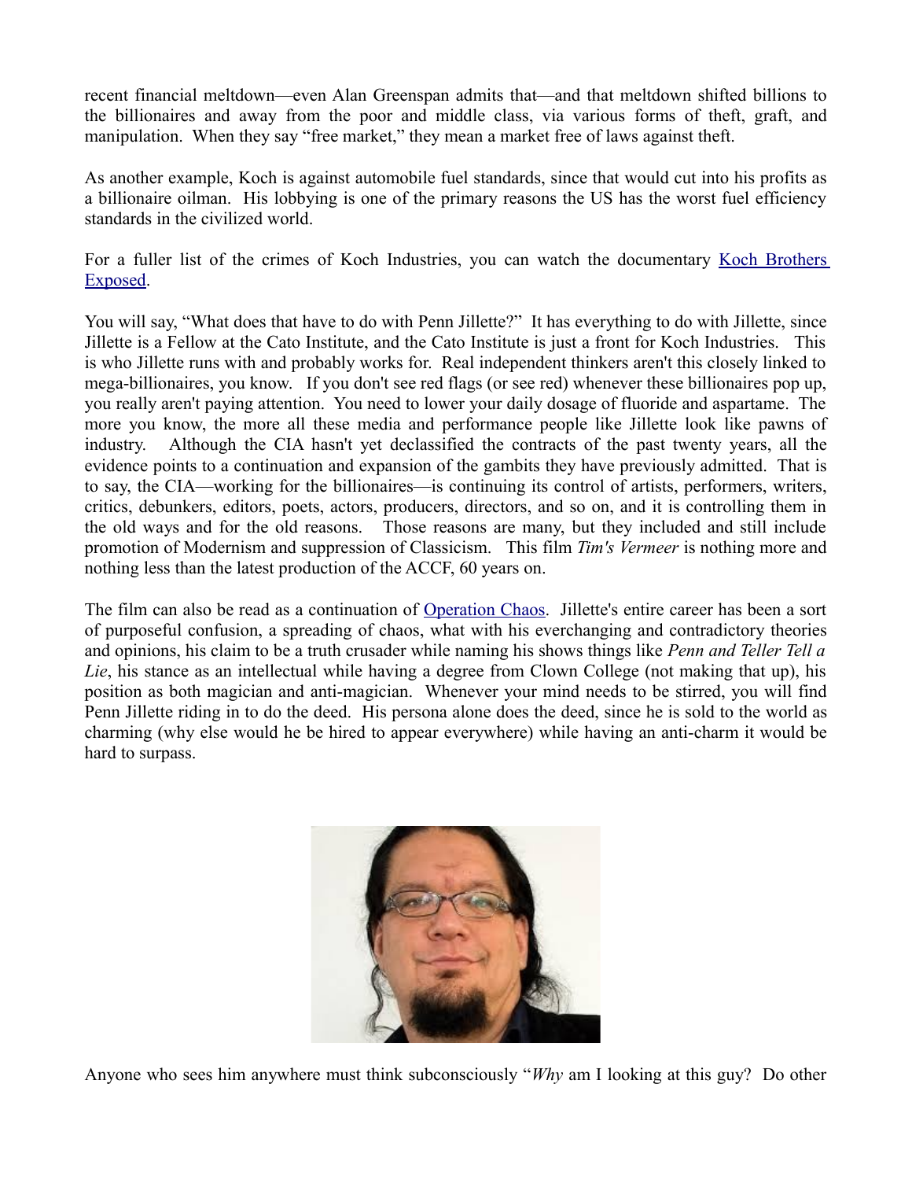recent financial meltdown—even Alan Greenspan admits that—and that meltdown shifted billions to the billionaires and away from the poor and middle class, via various forms of theft, graft, and manipulation. When they say "free market," they mean a market free of laws against theft.

As another example, Koch is against automobile fuel standards, since that would cut into his profits as a billionaire oilman. His lobbying is one of the primary reasons the US has the worst fuel efficiency standards in the civilized world.

For a fuller list of the crimes of Koch Industries, you can watch the documentary [Koch Brothers Exposed](#).

You will say, "What does that have to do with Penn Jillette?" It has everything to do with Jillette, since Jillette is a Fellow at the Cato Institute, and the Cato Institute is just a front for Koch Industries. This is who Jillette runs with and probably works for. Real independent thinkers aren't this closely linked to mega-billionaires, you know. If you don't see red flags (or see red) whenever these billionaires pop up, you really aren't paying attention. You need to lower your daily dosage of fluoride and aspartame. The more you know, the more all these media and performance people like Jillette look like pawns of industry. Although the CIA hasn't yet declassified the contracts of the past twenty years, all the evidence points to a continuation and expansion of the gambits they have previously admitted. That is to say, the CIA—working for the billionaires—is continuing its control of artists, performers, writers, critics, debunkers, editors, poets, actors, producers, directors, and so on, and it is controlling them in the old ways and for the old reasons. Those reasons are many, but they included and still include promotion of Modernism and suppression of Classicism. This film *Tim's Vermeer* is nothing more and nothing less than the latest production of the ACCF, 60 years on.

The film can also be read as a continuation of [Operation Chaos](#). Jillette's entire career has been a sort of purposeful confusion, a spreading of chaos, what with his everchanging and contradictory theories and opinions, his claim to be a truth crusader while naming his shows things like *Penn and Teller Tell a Lie*, his stance as an intellectual while having a degree from Clown College (not making that up), his position as both magician and anti-magician. Whenever your mind needs to be stirred, you will find Penn Jillette riding in to do the deed. His persona alone does the deed, since he is sold to the world as charming (why else would he be hired to appear everywhere) while having an anti-charm it would be hard to surpass.

Anyone who sees him anywhere must think subconsciously "*Why* am I looking at this guy? Do other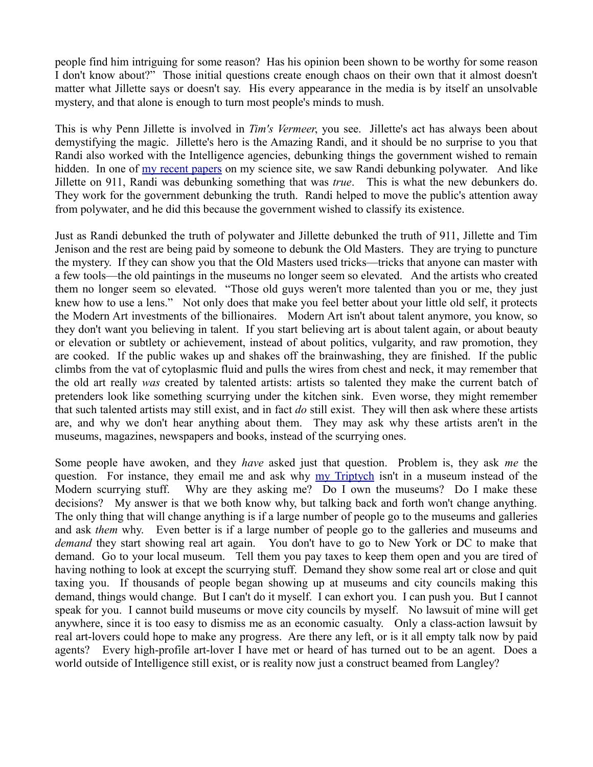people find him intriguing for some reason? Has his opinion been shown to be worthy for some reason I don't know about?" Those initial questions create enough chaos on their own that it almost doesn't matter what Jillette says or doesn't say. His every appearance in the media is by itself an unsolvable mystery, and that alone is enough to turn most people's minds to mush.

This is why Penn Jillette is involved in *Tim's Vermeer*, you see. Jillette's act has always been about demystifying the magic. Jillette's hero is the Amazing Randi, and it should be no surprise to you that Randi also worked with the Intelligence agencies, debunking things the government wished to remain hidden. In one of my recent papers on my science site, we saw Randi debunking polywater. And like Jillette on 911, Randi was debunking something that was *true*. This is what the new debunkers do. They work for the government debunking the truth. Randi helped to move the public's attention away from polywater, and he did this because the government wished to classify its existence.

Just as Randi debunked the truth of polywater and Jillette debunked the truth of 911, Jillette and Tim Jenison and the rest are being paid by someone to debunk the Old Masters. They are trying to puncture the mystery. If they can show you that the Old Masters used tricks—tricks that anyone can master with a few tools—the old paintings in the museums no longer seem so elevated. And the artists who created them no longer seem so elevated. "Those old guys weren't more talented than you or me, they just knew how to use a lens." Not only does that make you feel better about your little old self, it protects the Modern Art investments of the billionaires. Modern Art isn't about talent anymore, you know, so they don't want you believing in talent. If you start believing art is about talent again, or about beauty or elevation or subtlety or achievement, instead of about politics, vulgarity, and raw promotion, they are cooked. If the public wakes up and shakes off the brainwashing, they are finished. If the public climbs from the vat of cytoplasmic fluid and pulls the wires from chest and neck, it may remember that the old art really *was* created by talented artists: artists so talented they make the current batch of pretenders look like something scurrying under the kitchen sink. Even worse, they might remember that such talented artists may still exist, and in fact *do* still exist. They will then ask where these artists are, and why we don't hear anything about them. They may ask why these artists aren't in the museums, magazines, newspapers and books, instead of the scurrying ones.

Some people have awoken, and they *have* asked just that question. Problem is, they ask *me* the question. For instance, they email me and ask why my Triptych isn't in a museum instead of the Modern scurrying stuff. Why are they asking me? Do I own the museums? Do I make these decisions? My answer is that we both know why, but talking back and forth won't change anything. The only thing that will change anything is if a large number of people go to the museums and galleries and ask *them* why. Even better is if a large number of people go to the galleries and museums and *demand* they start showing real art again. You don't have to go to New York or DC to make that demand. Go to your local museum. Tell them you pay taxes to keep them open and you are tired of having nothing to look at except the scurrying stuff. Demand they show some real art or close and quit taxing you. If thousands of people began showing up at museums and city councils making this demand, things would change. But I can't do it myself. I can exhort you. I can push you. But I cannot speak for you. I cannot build museums or move city councils by myself. No lawsuit of mine will get anywhere, since it is too easy to dismiss me as an economic casualty. Only a class-action lawsuit by real art-lovers could hope to make any progress. Are there any left, or is it all empty talk now by paid agents? Every high-profile art-lover I have met or heard of has turned out to be an agent. Does a world outside of Intelligence still exist, or is reality now just a construct beamed from Langley?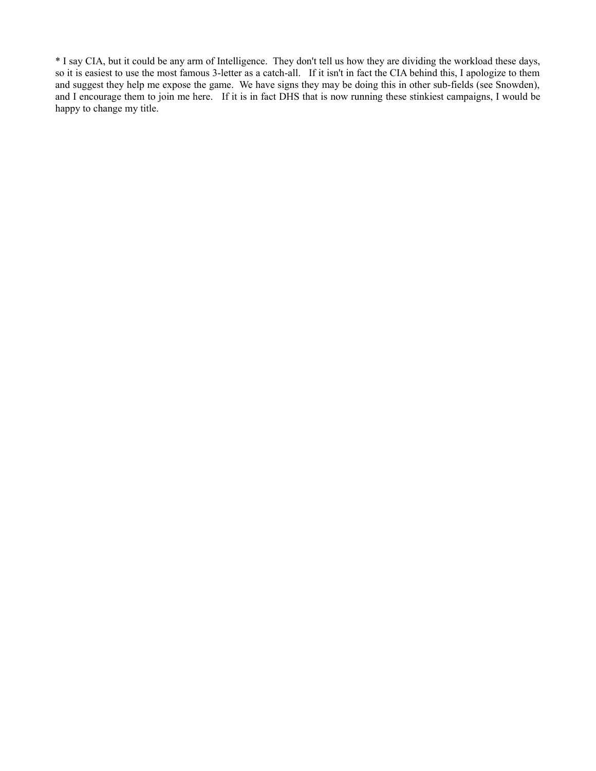* I say CIA, but it could be any arm of Intelligence. They don't tell us how they are dividing the workload these days, so it is easiest to use the most famous 3-letter as a catch-all. If it isn't in fact the CIA behind this, I apologize to them and suggest they help me expose the game. We have signs they may be doing this in other sub-fields (see Snowden), and I encourage them to join me here. If it is in fact DHS that is now running these stinkiest campaigns, I would be happy to change my title.